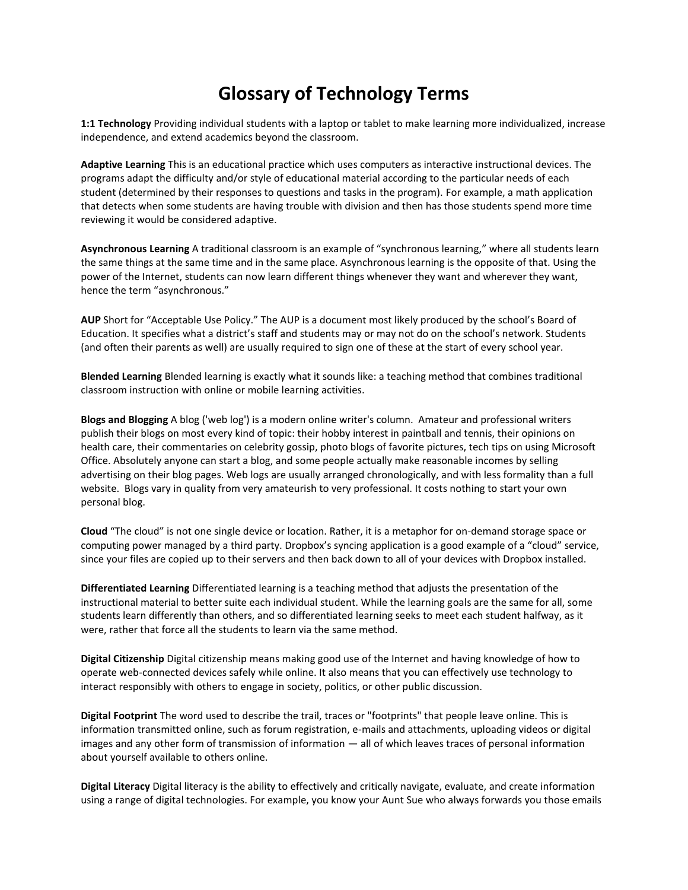# Glossary of Technology Terms

**1:1 Technology** Providing individual students with a laptop or tablet to make learning more individualized, increase independence, and extend academics beyond the classroom.

**Adaptive Learning** This is an educational practice which uses computers as interactive instructional devices. The programs adapt the difficulty and/or style of educational material according to the particular needs of each student (determined by their responses to questions and tasks in the program). For example, a math application that detects when some students are having trouble with division and then has those students spend more time reviewing it would be considered adaptive.

**Asynchronous Learning** A traditional classroom is an example of "synchronous learning," where all students learn the same things at the same time and in the same place. Asynchronous learning is the opposite of that. Using the power of the Internet, students can now learn different things whenever they want and wherever they want, hence the term "asynchronous."

**AUP** Short for "Acceptable Use Policy." The AUP is a document most likely produced by the school's Board of Education. It specifies what a district's staff and students may or may not do on the school's network. Students (and often their parents as well) are usually required to sign one of these at the start of every school year.

**Blended Learning** Blended learning is exactly what it sounds like: a teaching method that combines traditional classroom instruction with online or mobile learning activities.

**Blogs and Blogging** A blog ('web log') is a modern online writer's column. Amateur and professional writers publish their blogs on most every kind of topic: their hobby interest in paintball and tennis, their opinions on health care, their commentaries on celebrity gossip, photo blogs of favorite pictures, tech tips on using Microsoft Office. Absolutely anyone can start a blog, and some people actually make reasonable incomes by selling advertising on their blog pages. Web logs are usually arranged chronologically, and with less formality than a full website. Blogs vary in quality from very amateurish to very professional. It costs nothing to start your own personal blog.

**Cloud** "The cloud" is not one single device or location. Rather, it is a metaphor for on-demand storage space or computing power managed by a third party. Dropbox's syncing application is a good example of a "cloud" service, since your files are copied up to their servers and then back down to all of your devices with Dropbox installed.

**Differentiated Learning** Differentiated learning is a teaching method that adjusts the presentation of the instructional material to better suite each individual student. While the learning goals are the same for all, some students learn differently than others, and so differentiated learning seeks to meet each student halfway, as it were, rather that force all the students to learn via the same method.

**Digital Citizenship** Digital citizenship means making good use of the Internet and having knowledge of how to operate web-connected devices safely while online. It also means that you can effectively use technology to interact responsibly with others to engage in society, politics, or other public discussion.

**Digital Footprint** The word used to describe the trail, traces or "footprints" that people leave online. This is information transmitted online, such as forum registration, e-mails and attachments, uploading videos or digital images and any other form of transmission of information — all of which leaves traces of personal information about yourself available to others online.

**Digital Literacy** Digital literacy is the ability to effectively and critically navigate, evaluate, and create information using a range of digital technologies. For example, you know your Aunt Sue who always forwards you those emails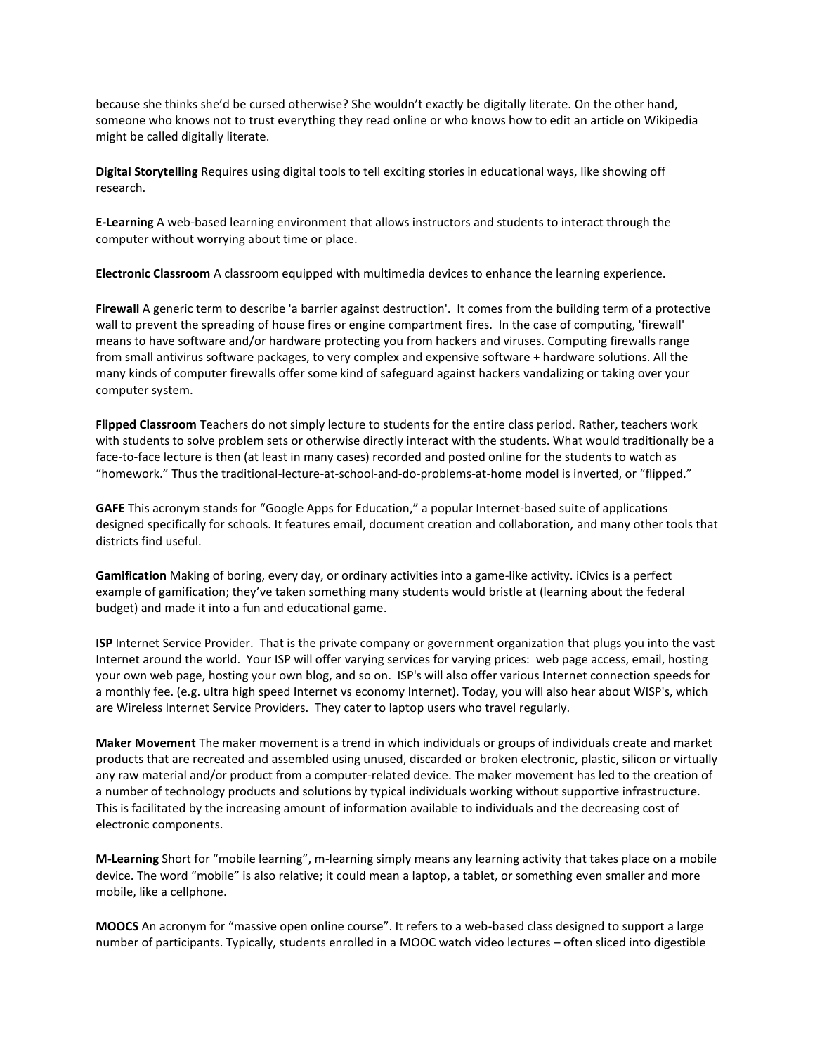because she thinks she'd be cursed otherwise? She wouldn't exactly be digitally literate. On the other hand, someone who knows not to trust everything they read online or who knows how to edit an article on Wikipedia might be called digitally literate.

**Digital Storytelling** Requires using digital tools to tell exciting stories in educational ways, like showing off research.

**E-Learning** A web-based learning environment that allows instructors and students to interact through the computer without worrying about time or place.

**Electronic Classroom** A classroom equipped with multimedia devices to enhance the learning experience.

**Firewall** A generic term to describe 'a barrier against destruction'. It comes from the building term of a protective wall to prevent the spreading of house fires or engine compartment fires. In the case of computing, 'firewall' means to have software and/or hardware protecting you from hackers and viruses. Computing firewalls range from small antivirus software packages, to very complex and expensive software + hardware solutions. All the many kinds of computer firewalls offer some kind of safeguard against hackers vandalizing or taking over your computer system.

**Flipped Classroom** Teachers do not simply lecture to students for the entire class period. Rather, teachers work with students to solve problem sets or otherwise directly interact with the students. What would traditionally be a face-to-face lecture is then (at least in many cases) recorded and posted online for the students to watch as "homework." Thus the traditional-lecture-at-school-and-do-problems-at-home model is inverted, or "flipped."

**GAFE** This acronym stands for "Google Apps for Education," a popular Internet-based suite of applications designed specifically for schools. It features email, document creation and collaboration, and many other tools that districts find useful.

**Gamification** Making of boring, every day, or ordinary activities into a game-like activity. iCivics is a perfect example of gamification; they've taken something many students would bristle at (learning about the federal budget) and made it into a fun and educational game.

**ISP** Internet Service Provider. That is the private company or government organization that plugs you into the vast Internet around the world. Your ISP will offer varying services for varying prices: web page access, email, hosting your own web page, hosting your own blog, and so on. ISP's will also offer various Internet connection speeds for a monthly fee. (e.g. ultra high speed Internet vs economy Internet). Today, you will also hear about WISP's, which are Wireless Internet Service Providers. They cater to laptop users who travel regularly.

**Maker Movement** The maker movement is a trend in which individuals or groups of individuals create and market products that are recreated and assembled using unused, discarded or broken electronic, plastic, silicon or virtually any raw material and/or product from a computer-related device. The maker movement has led to the creation of a number of technology products and solutions by typical individuals working without supportive infrastructure. This is facilitated by the increasing amount of information available to individuals and the decreasing cost of electronic components.

**M-Learning** Short for "mobile learning", m-learning simply means any learning activity that takes place on a mobile device. The word "mobile" is also relative; it could mean a laptop, a tablet, or something even smaller and more mobile, like a cellphone.

**MOOCS** An acronym for "massive open online course". It refers to a web-based class designed to support a large number of participants. Typically, students enrolled in a MOOC watch video lectures – often sliced into digestible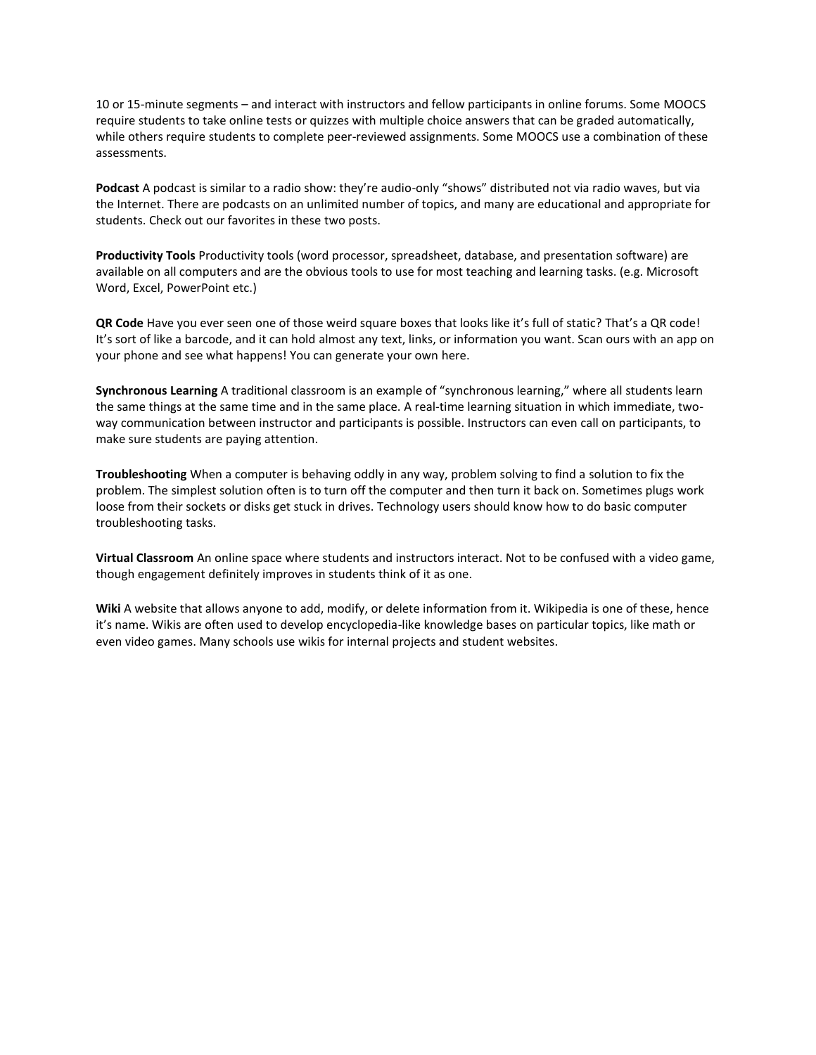10 or 15-minute segments – and interact with instructors and fellow participants in online forums. Some MOOCS require students to take online tests or quizzes with multiple choice answers that can be graded automatically, while others require students to complete peer-reviewed assignments. Some MOOCS use a combination of these assessments.

**Podcast** A podcast is similar to a radio show: they're audio-only "shows" distributed not via radio waves, but via the Internet. There are podcasts on an unlimited number of topics, and many are educational and appropriate for students. Check out our favorites in these two posts.

**Productivity Tools** Productivity tools (word processor, spreadsheet, database, and presentation software) are available on all computers and are the obvious tools to use for most teaching and learning tasks. (e.g. Microsoft Word, Excel, PowerPoint etc.)

**QR Code** Have you ever seen one of those weird square boxes that looks like it's full of static? That's a QR code! It's sort of like a barcode, and it can hold almost any text, links, or information you want. Scan ours with an app on your phone and see what happens! You can generate your own here.

**Synchronous Learning** A traditional classroom is an example of "synchronous learning," where all students learn the same things at the same time and in the same place. A real-time learning situation in which immediate, two-way communication between instructor and participants is possible. Instructors can even call on participants, to make sure students are paying attention.

**Troubleshooting** When a computer is behaving oddly in any way, problem solving to find a solution to fix the problem. The simplest solution often is to turn off the computer and then turn it back on. Sometimes plugs work loose from their sockets or disks get stuck in drives. Technology users should know how to do basic computer troubleshooting tasks.

**Virtual Classroom** An online space where students and instructors interact. Not to be confused with a video game, though engagement definitely improves in students think of it as one.

**Wiki** A website that allows anyone to add, modify, or delete information from it. Wikipedia is one of these, hence it's name. Wikis are often used to develop encyclopedia-like knowledge bases on particular topics, like math or even video games. Many schools use wikis for internal projects and student websites.